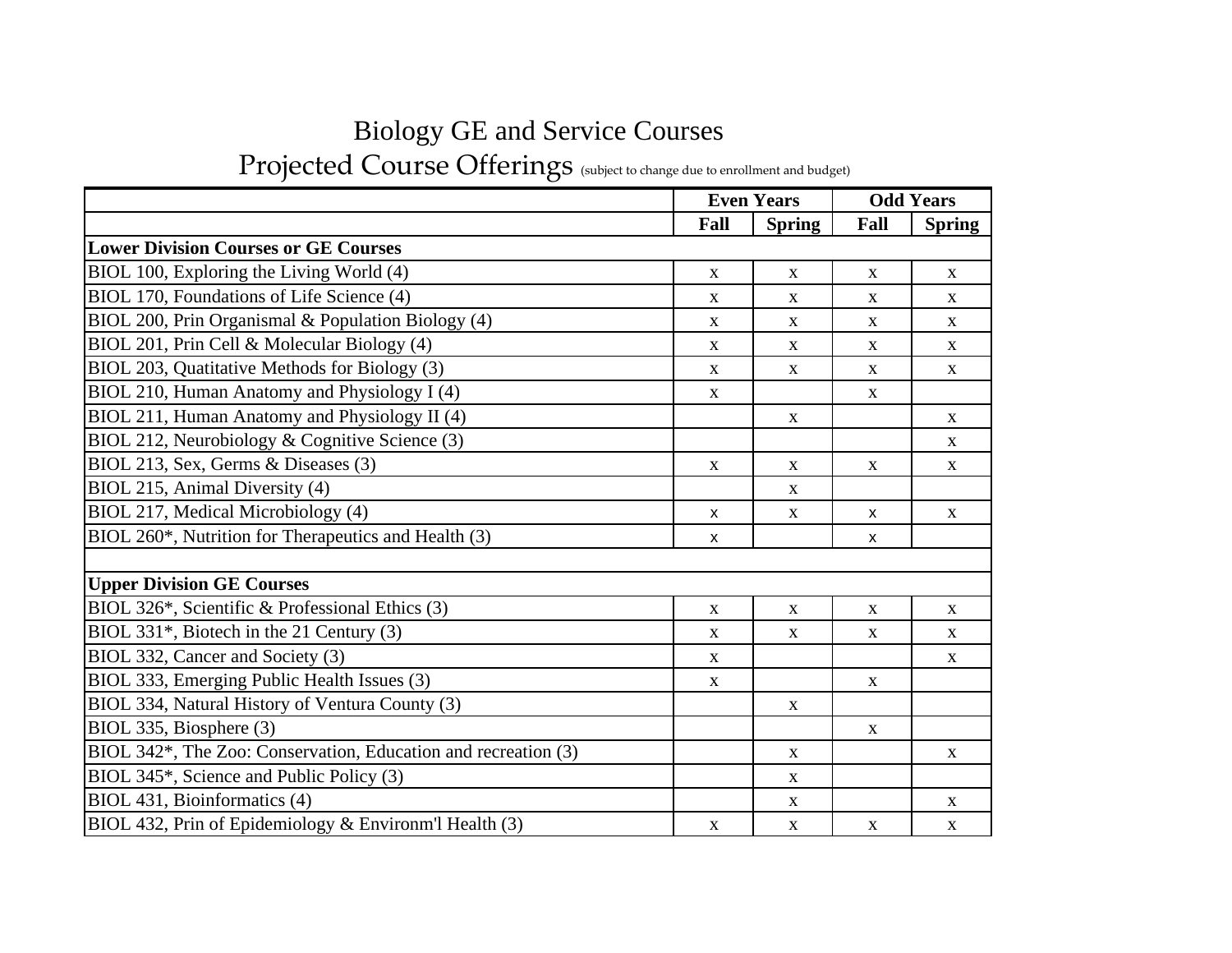# Biology GE and Service Courses

## Projected Course Offerings (subject to change due to enrollment and budget)

| | Even Years | | Odd Years | |
|---|---|---|---|---|
| | **Fall** | **Spring** | **Fall** | **Spring** |
| **Lower Division Courses or GE Courses** | | | | |
| BIOL 100, Exploring the Living World (4) | x | x | x | x |
| BIOL 170, Foundations of Life Science (4) | x | x | x | x |
| BIOL 200, Prin Organismal & Population Biology (4) | x | x | x | x |
| BIOL 201, Prin Cell & Molecular Biology (4) | x | x | x | x |
| BIOL 203, Quatitative Methods for Biology (3) | x | x | x | x |
| BIOL 210, Human Anatomy and Physiology I (4) | x | | x | |
| BIOL 211, Human Anatomy and Physiology II (4) | | x | | x |
| BIOL 212, Neurobiology & Cognitive Science (3) | | | | x |
| BIOL 213, Sex, Germs & Diseases (3) | x | x | x | x |
| BIOL 215, Animal Diversity (4) | | x | | |
| BIOL 217, Medical Microbiology (4) | x | x | x | x |
| BIOL 260*, Nutrition for Therapeutics and Health (3) | x | | x | |
| | | | | |
| **Upper Division GE Courses** | | | | |
| BIOL 326*, Scientific & Professional Ethics (3) | x | x | x | x |
| BIOL 331*, Biotech in the 21 Century (3) | x | x | x | x |
| BIOL 332, Cancer and Society (3) | x | | | x |
| BIOL 333, Emerging Public Health Issues (3) | x | | x | |
| BIOL 334, Natural History of Ventura County (3) | | x | | |
| BIOL 335, Biosphere (3) | | | x | |
| BIOL 342*, The Zoo: Conservation, Education and recreation (3) | | x | | x |
| BIOL 345*, Science and Public Policy (3) | | x | | |
| BIOL 431, Bioinformatics (4) | | x | | x |
| BIOL 432, Prin of Epidemiology & Environm'l Health (3) | x | x | x | x |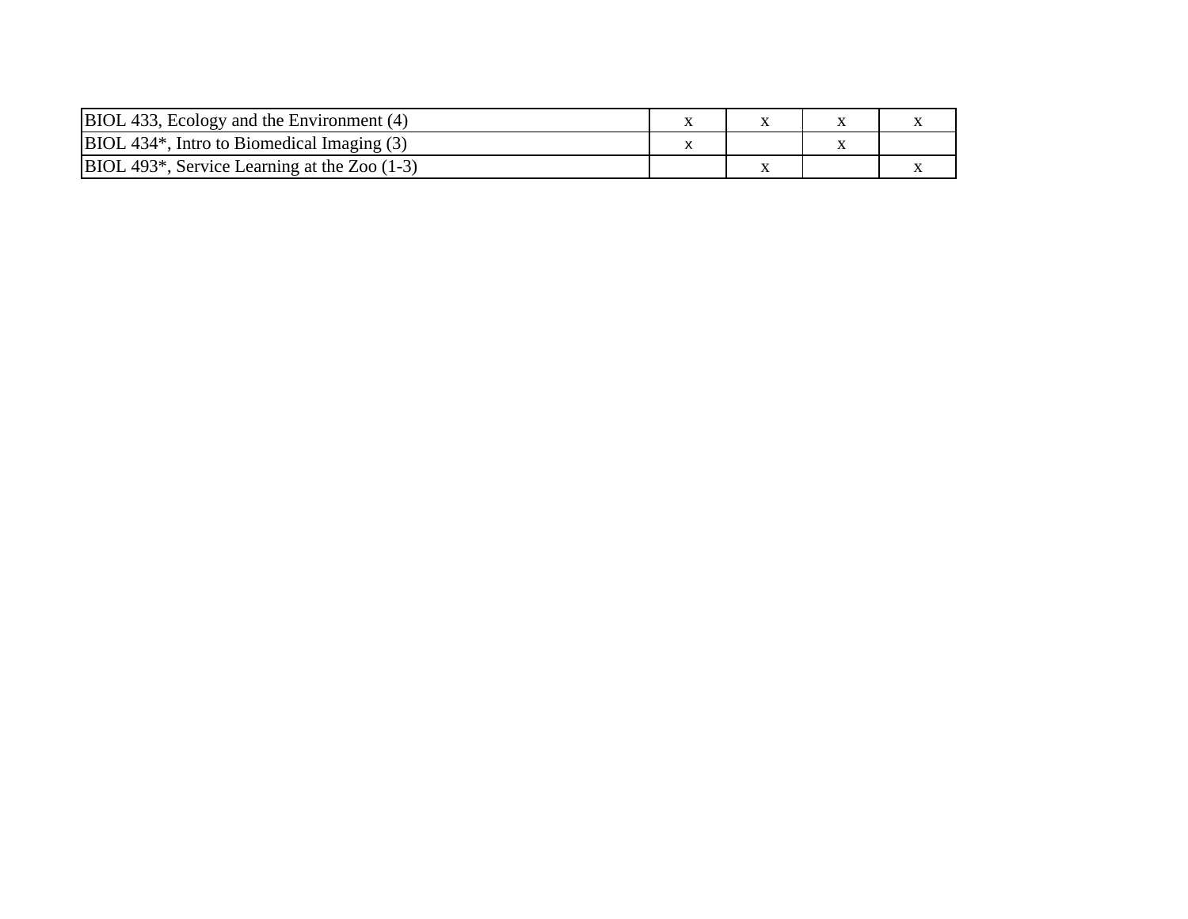| | | | | |
|---|---|---|---|---|
| BIOL 433, Ecology and the Environment (4) | x | x | x | x |
| BIOL 434*, Intro to Biomedical Imaging (3) | x | | x | |
| BIOL 493*, Service Learning at the Zoo (1-3) | | x | | x |